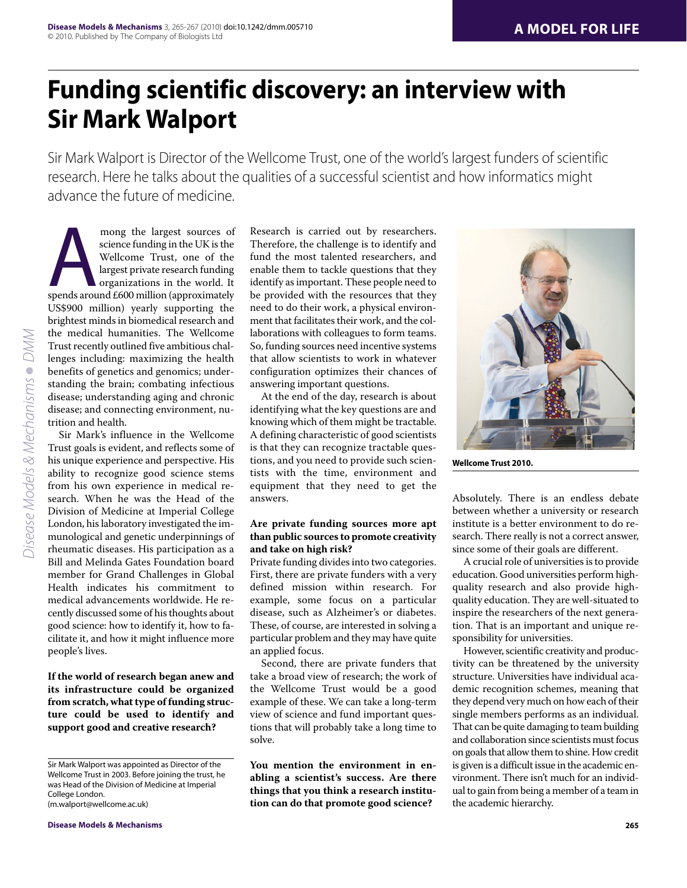# Funding scientific discovery: an interview with Sir Mark Walport

Sir Mark Walport is Director of the Wellcome Trust, one of the world's largest funders of scientific research. Here he talks about the qualities of a successful scientist and how informatics might advance the future of medicine.

Among the largest sources of science funding in the UK is the Wellcome Trust, one of the largest private research funding organizations in the world. It spends around £600 million (approximately US$900 million) yearly supporting the brightest minds in biomedical research and the medical humanities. The Wellcome Trust recently outlined five ambitious challenges including: maximizing the health benefits of genetics and genomics; understanding the brain; combating infectious disease; understanding aging and chronic disease; and connecting environment, nutrition and health.

Sir Mark's influence in the Wellcome Trust goals is evident, and reflects some of his unique experience and perspective. His ability to recognize good science stems from his own experience in medical research. When he was the Head of the Division of Medicine at Imperial College London, his laboratory investigated the immunological and genetic underpinnings of rheumatic diseases. His participation as a Bill and Melinda Gates Foundation board member for Grand Challenges in Global Health indicates his commitment to medical advancements worldwide. He recently discussed some of his thoughts about good science: how to identify it, how to facilitate it, and how it might influence more people's lives.

**If the world of research began anew and its infrastructure could be organized from scratch, what type of funding structure could be used to identify and support good and creative research?**

Research is carried out by researchers. Therefore, the challenge is to identify and fund the most talented researchers, and enable them to tackle questions that they identify as important. These people need to be provided with the resources that they need to do their work, a physical environment that facilitates their work, and the collaborations with colleagues to form teams. So, funding sources need incentive systems that allow scientists to work in whatever configuration optimizes their chances of answering important questions.

At the end of the day, research is about identifying what the key questions are and knowing which of them might be tractable. A defining characteristic of good scientists is that they can recognize tractable questions, and you need to provide such scientists with the time, environment and equipment that they need to get the answers.

**Are private funding sources more apt than public sources to promote creativity and take on high risk?**

Private funding divides into two categories. First, there are private funders with a very defined mission within research. For example, some focus on a particular disease, such as Alzheimer's or diabetes. These, of course, are interested in solving a particular problem and they may have quite an applied focus.

Second, there are private funders that take a broad view of research; the work of the Wellcome Trust would be a good example of these. We can take a long-term view of science and fund important questions that will probably take a long time to solve.

**You mention the environment in enabling a scientist's success. Are there things that you think a research institution can do that promote good science?**

Wellcome Trust 2010.

Absolutely. There is an endless debate between whether a university or research institute is a better environment to do research. There really is not a correct answer, since some of their goals are different.

A crucial role of universities is to provide education. Good universities perform high-quality research and also provide high-quality education. They are well-situated to inspire the researchers of the next generation. That is an important and unique responsibility for universities.

However, scientific creativity and productivity can be threatened by the university structure. Universities have individual academic recognition schemes, meaning that they depend very much on how each of their single members performs as an individual. That can be quite damaging to team building and collaboration since scientists must focus on goals that allow them to shine. How credit is given is a difficult issue in the academic environment. There isn't much for an individual to gain from being a member of a team in the academic hierarchy.

Sir Mark Walport was appointed as Director of the Wellcome Trust in 2003. Before joining the trust, he was Head of the Division of Medicine at Imperial College London.
(m.walport@wellcome.ac.uk)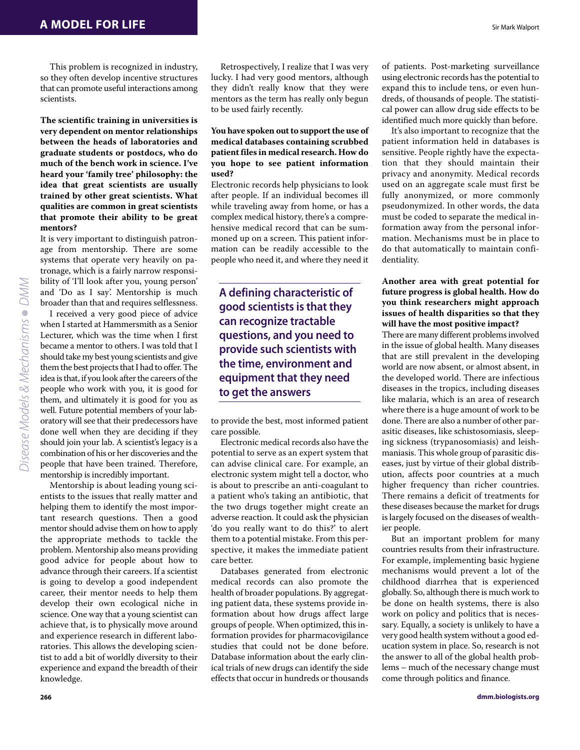This problem is recognized in industry, so they often develop incentive structures that can promote useful interactions among scientists.

**The scientific training in universities is very dependent on mentor relationships between the heads of laboratories and graduate students or postdocs, who do much of the bench work in science. I've heard your 'family tree' philosophy: the idea that great scientists are usually trained by other great scientists. What qualities are common in great scientists that promote their ability to be great mentors?**

It is very important to distinguish patronage from mentorship. There are some systems that operate very heavily on patronage, which is a fairly narrow responsibility of 'I'll look after you, young person' and 'Do as I say'. Mentorship is much broader than that and requires selflessness.

I received a very good piece of advice when I started at Hammersmith as a Senior Lecturer, which was the time when I first became a mentor to others. I was told that I should take my best young scientists and give them the best projects that I had to offer. The idea is that, if you look after the careers of the people who work with you, it is good for them, and ultimately it is good for you as well. Future potential members of your laboratory will see that their predecessors have done well when they are deciding if they should join your lab. A scientist's legacy is a combination of his or her discoveries and the people that have been trained. Therefore, mentorship is incredibly important.

Mentorship is about leading young scientists to the issues that really matter and helping them to identify the most important research questions. Then a good mentor should advise them on how to apply the appropriate methods to tackle the problem. Mentorship also means providing good advice for people about how to advance through their careers. If a scientist is going to develop a good independent career, their mentor needs to help them develop their own ecological niche in science. One way that a young scientist can achieve that, is to physically move around and experience research in different laboratories. This allows the developing scientist to add a bit of worldly diversity to their experience and expand the breadth of their knowledge.

Retrospectively, I realize that I was very lucky. I had very good mentors, although they didn't really know that they were mentors as the term has really only begun to be used fairly recently.

**You have spoken out to support the use of medical databases containing scrubbed patient files in medical research. How do you hope to see patient information used?**

Electronic records help physicians to look after people. If an individual becomes ill while traveling away from home, or has a complex medical history, there's a comprehensive medical record that can be summoned up on a screen. This patient information can be readily accessible to the people who need it, and where they need it to provide the best, most informed patient care possible.

> **A defining characteristic of good scientists is that they can recognize tractable questions, and you need to provide such scientists with the time, environment and equipment that they need to get the answers**

Electronic medical records also have the potential to serve as an expert system that can advise clinical care. For example, an electronic system might tell a doctor, who is about to prescribe an anti-coagulant to a patient who's taking an antibiotic, that the two drugs together might create an adverse reaction. It could ask the physician 'do you really want to do this?' to alert them to a potential mistake. From this perspective, it makes the immediate patient care better.

Databases generated from electronic medical records can also promote the health of broader populations. By aggregating patient data, these systems provide information about how drugs affect large groups of people. When optimized, this information provides for pharmacovigilance studies that could not be done before. Database information about the early clinical trials of new drugs can identify the side effects that occur in hundreds or thousands of patients. Post-marketing surveillance using electronic records has the potential to expand this to include tens, or even hundreds, of thousands of people. The statistical power can allow drug side effects to be identified much more quickly than before.

It's also important to recognize that the patient information held in databases is sensitive. People rightly have the expectation that they should maintain their privacy and anonymity. Medical records used on an aggregate scale must first be fully anonymized, or more commonly pseudonymized. In other words, the data must be coded to separate the medical information away from the personal information. Mechanisms must be in place to do that automatically to maintain confidentiality.

**Another area with great potential for future progress is global health. How do you think researchers might approach issues of health disparities so that they will have the most positive impact?**

There are many different problems involved in the issue of global health. Many diseases that are still prevalent in the developing world are now absent, or almost absent, in the developed world. There are infectious diseases in the tropics, including diseases like malaria, which is an area of research where there is a huge amount of work to be done. There are also a number of other parasitic diseases, like schistosomiasis, sleeping sickness (trypanosomiasis) and leishmaniasis. This whole group of parasitic diseases, just by virtue of their global distribution, affects poor countries at a much higher frequency than richer countries. There remains a deficit of treatments for these diseases because the market for drugs is largely focused on the diseases of wealthier people.

But an important problem for many countries results from their infrastructure. For example, implementing basic hygiene mechanisms would prevent a lot of the childhood diarrhea that is experienced globally. So, although there is much work to be done on health systems, there is also work on policy and politics that is necessary. Equally, a society is unlikely to have a very good health system without a good education system in place. So, research is not the answer to all of the global health problems – much of the necessary change must come through politics and finance.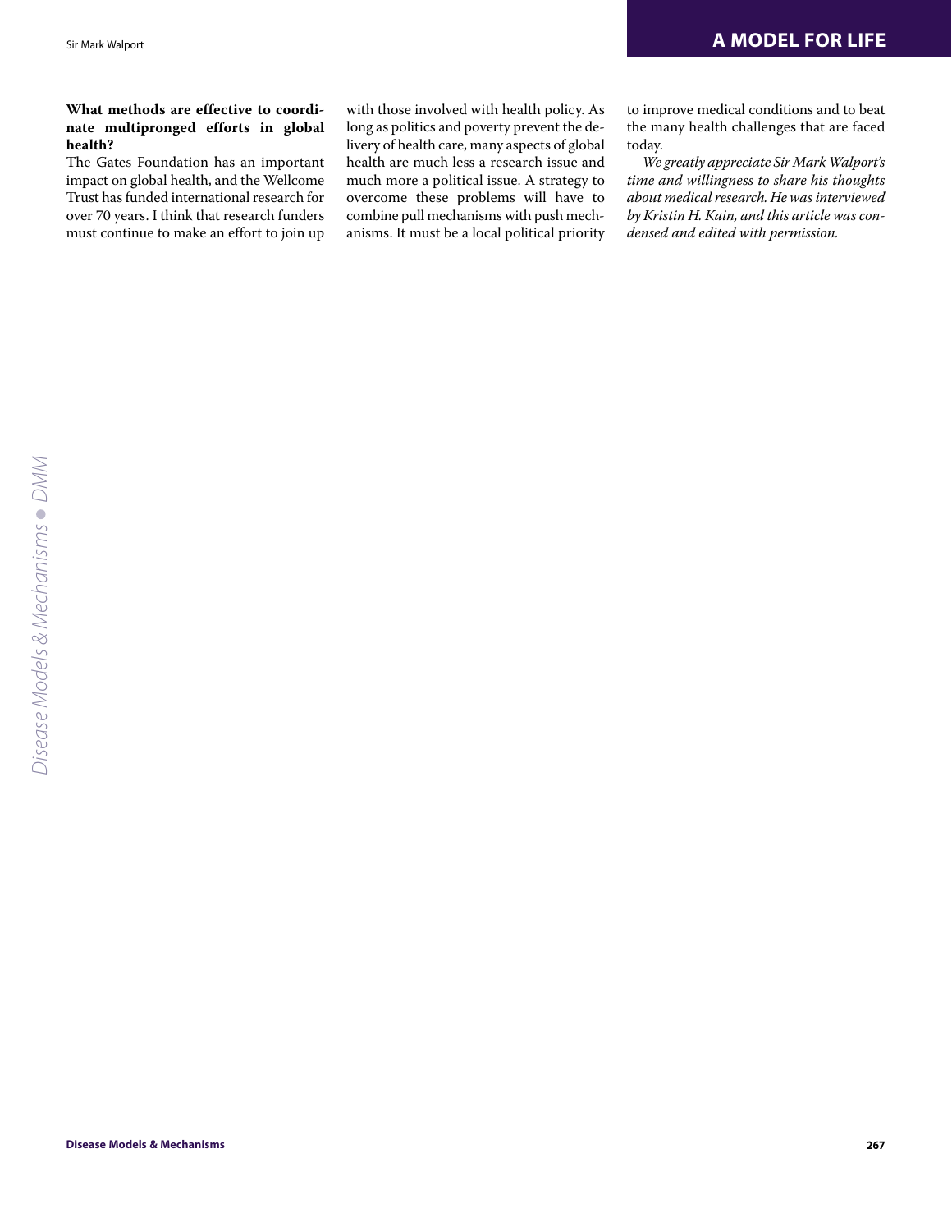**What methods are effective to coordinate multipronged efforts in global health?**

The Gates Foundation has an important impact on global health, and the Wellcome Trust has funded international research for over 70 years. I think that research funders must continue to make an effort to join up with those involved with health policy. As long as politics and poverty prevent the delivery of health care, many aspects of global health are much less a research issue and much more a political issue. A strategy to overcome these problems will have to combine pull mechanisms with push mechanisms. It must be a local political priority to improve medical conditions and to beat the many health challenges that are faced today.

*We greatly appreciate Sir Mark Walport's time and willingness to share his thoughts about medical research. He was interviewed by Kristin H. Kain, and this article was condensed and edited with permission.*